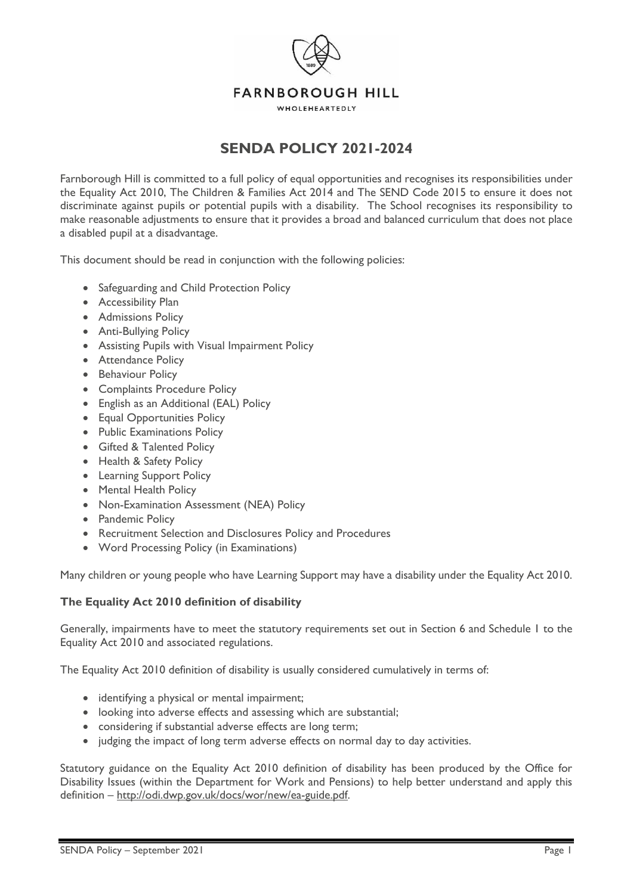FARNBOROUGH HILL

WHOLEHEARTEDLY

# SENDA POLICY 2021-2024

Farnborough Hill is committed to a full policy of equal opportunities and recognises its responsibilities under the Equality Act 2010, The Children & Families Act 2014 and The SEND Code 2015 to ensure it does not discriminate against pupils or potential pupils with a disability. The School recognises its responsibility to make reasonable adjustments to ensure that it provides a broad and balanced curriculum that does not place a disabled pupil at a disadvantage.

This document should be read in conjunction with the following policies:

- Safeguarding and Child Protection Policy
- Accessibility Plan
- Admissions Policy
- Anti-Bullying Policy
- Assisting Pupils with Visual Impairment Policy
- Attendance Policy
- Behaviour Policy
- Complaints Procedure Policy
- English as an Additional (EAL) Policy
- Equal Opportunities Policy
- Public Examinations Policy
- Gifted & Talented Policy
- Health & Safety Policy
- Learning Support Policy
- Mental Health Policy
- Non-Examination Assessment (NEA) Policy
- Pandemic Policy
- Recruitment Selection and Disclosures Policy and Procedures
- Word Processing Policy (in Examinations)

Many children or young people who have Learning Support may have a disability under the Equality Act 2010.

### The Equality Act 2010 definition of disability

Generally, impairments have to meet the statutory requirements set out in Section 6 and Schedule 1 to the Equality Act 2010 and associated regulations.

The Equality Act 2010 definition of disability is usually considered cumulatively in terms of:

- identifying a physical or mental impairment;
- looking into adverse effects and assessing which are substantial;
- considering if substantial adverse effects are long term;
- judging the impact of long term adverse effects on normal day to day activities.

Statutory guidance on the Equality Act 2010 definition of disability has been produced by the Office for Disability Issues (within the Department for Work and Pensions) to help better understand and apply this definition – http://odi.dwp.gov.uk/docs/wor/new/ea-guide.pdf.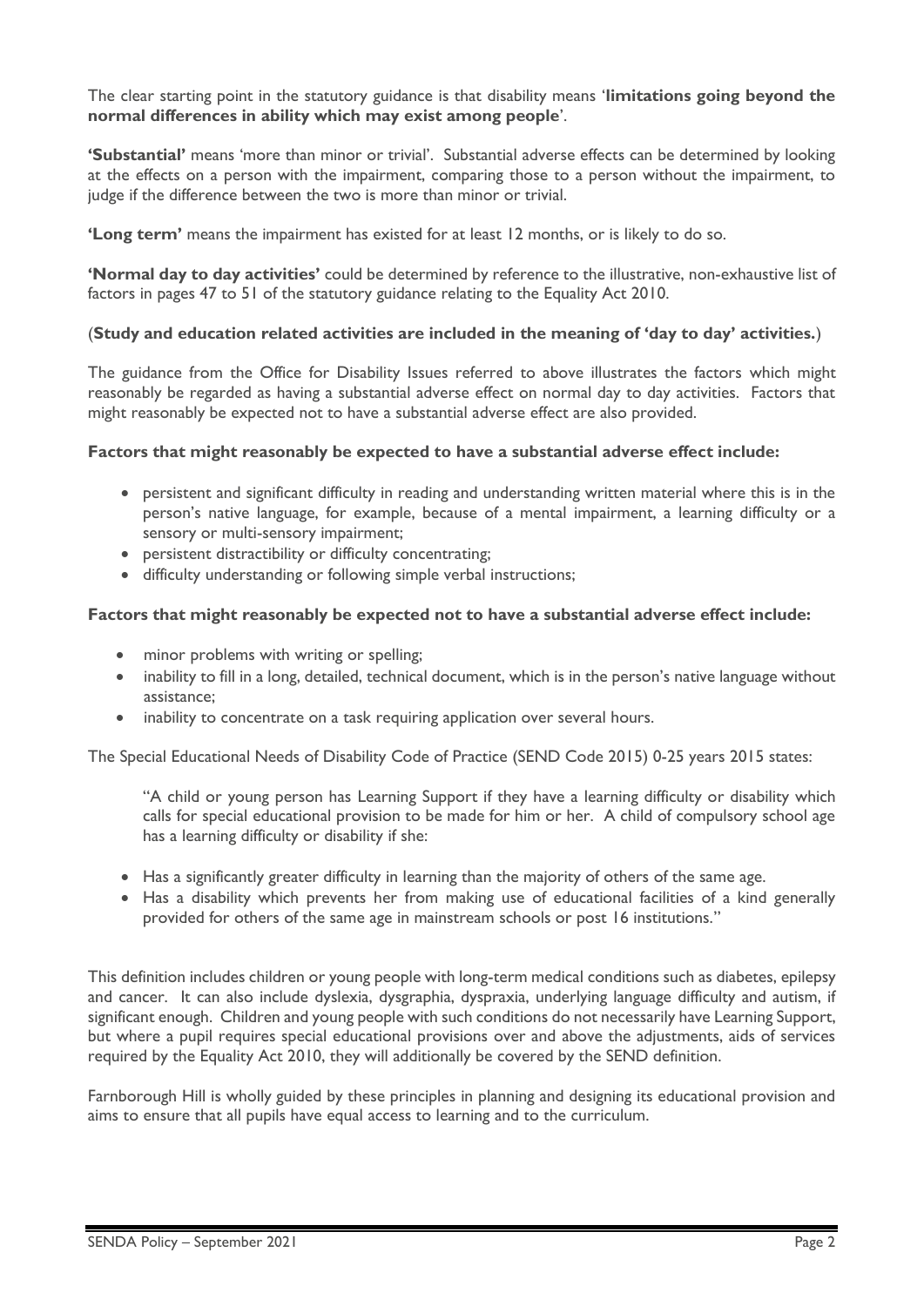The clear starting point in the statutory guidance is that disability means '**limitations going beyond the normal differences in ability which may exist among people**'.

**'Substantial'** means 'more than minor or trivial'. Substantial adverse effects can be determined by looking at the effects on a person with the impairment, comparing those to a person without the impairment, to judge if the difference between the two is more than minor or trivial.

**'Long term'** means the impairment has existed for at least 12 months, or is likely to do so.

**'Normal day to day activities'** could be determined by reference to the illustrative, non-exhaustive list of factors in pages 47 to 51 of the statutory guidance relating to the Equality Act 2010.

(**Study and education related activities are included in the meaning of 'day to day' activities.**)

The guidance from the Office for Disability Issues referred to above illustrates the factors which might reasonably be regarded as having a substantial adverse effect on normal day to day activities. Factors that might reasonably be expected not to have a substantial adverse effect are also provided.

**Factors that might reasonably be expected to have a substantial adverse effect include:**

- persistent and significant difficulty in reading and understanding written material where this is in the person's native language, for example, because of a mental impairment, a learning difficulty or a sensory or multi-sensory impairment;
- persistent distractibility or difficulty concentrating;
- difficulty understanding or following simple verbal instructions;

**Factors that might reasonably be expected not to have a substantial adverse effect include:**

- minor problems with writing or spelling;
- inability to fill in a long, detailed, technical document, which is in the person's native language without assistance;
- inability to concentrate on a task requiring application over several hours.

The Special Educational Needs of Disability Code of Practice (SEND Code 2015) 0-25 years 2015 states:

> "A child or young person has Learning Support if they have a learning difficulty or disability which calls for special educational provision to be made for him or her. A child of compulsory school age has a learning difficulty or disability if she:
>
> - Has a significantly greater difficulty in learning than the majority of others of the same age.
> - Has a disability which prevents her from making use of educational facilities of a kind generally provided for others of the same age in mainstream schools or post 16 institutions."

This definition includes children or young people with long-term medical conditions such as diabetes, epilepsy and cancer. It can also include dyslexia, dysgraphia, dyspraxia, underlying language difficulty and autism, if significant enough. Children and young people with such conditions do not necessarily have Learning Support, but where a pupil requires special educational provisions over and above the adjustments, aids of services required by the Equality Act 2010, they will additionally be covered by the SEND definition.

Farnborough Hill is wholly guided by these principles in planning and designing its educational provision and aims to ensure that all pupils have equal access to learning and to the curriculum.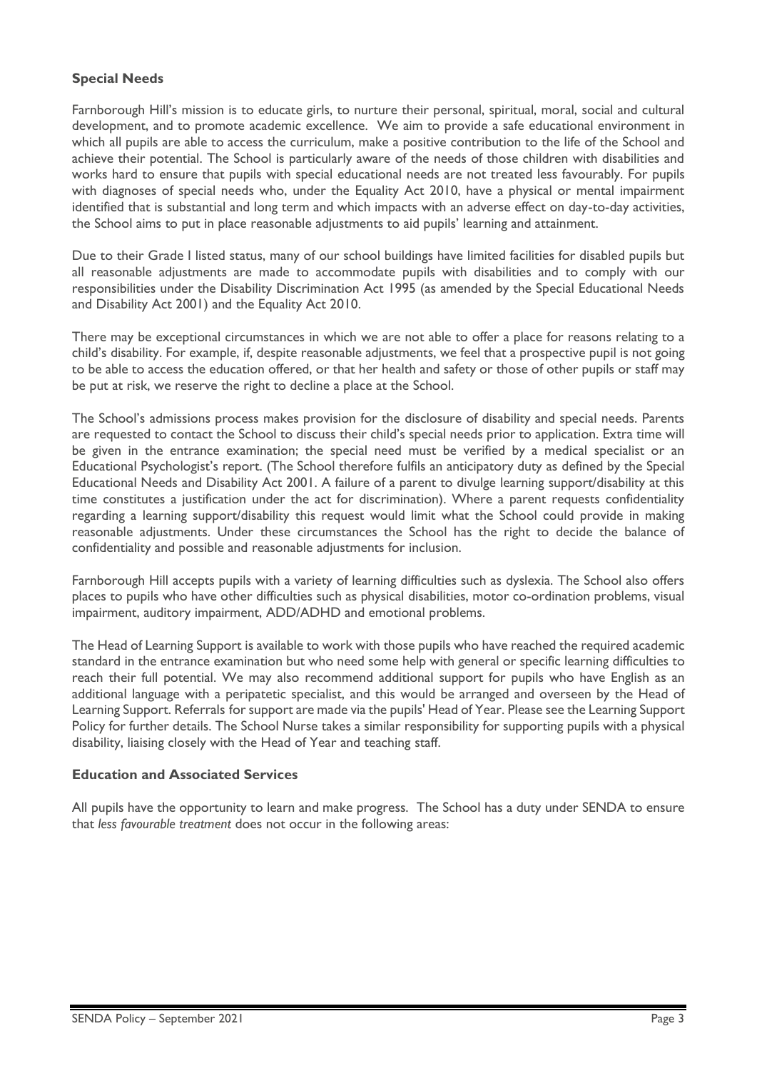**Special Needs**

Farnborough Hill's mission is to educate girls, to nurture their personal, spiritual, moral, social and cultural development, and to promote academic excellence. We aim to provide a safe educational environment in which all pupils are able to access the curriculum, make a positive contribution to the life of the School and achieve their potential. The School is particularly aware of the needs of those children with disabilities and works hard to ensure that pupils with special educational needs are not treated less favourably. For pupils with diagnoses of special needs who, under the Equality Act 2010, have a physical or mental impairment identified that is substantial and long term and which impacts with an adverse effect on day-to-day activities, the School aims to put in place reasonable adjustments to aid pupils' learning and attainment.

Due to their Grade I listed status, many of our school buildings have limited facilities for disabled pupils but all reasonable adjustments are made to accommodate pupils with disabilities and to comply with our responsibilities under the Disability Discrimination Act 1995 (as amended by the Special Educational Needs and Disability Act 2001) and the Equality Act 2010.

There may be exceptional circumstances in which we are not able to offer a place for reasons relating to a child's disability. For example, if, despite reasonable adjustments, we feel that a prospective pupil is not going to be able to access the education offered, or that her health and safety or those of other pupils or staff may be put at risk, we reserve the right to decline a place at the School.

The School's admissions process makes provision for the disclosure of disability and special needs. Parents are requested to contact the School to discuss their child's special needs prior to application. Extra time will be given in the entrance examination; the special need must be verified by a medical specialist or an Educational Psychologist's report. (The School therefore fulfils an anticipatory duty as defined by the Special Educational Needs and Disability Act 2001. A failure of a parent to divulge learning support/disability at this time constitutes a justification under the act for discrimination). Where a parent requests confidentiality regarding a learning support/disability this request would limit what the School could provide in making reasonable adjustments. Under these circumstances the School has the right to decide the balance of confidentiality and possible and reasonable adjustments for inclusion.

Farnborough Hill accepts pupils with a variety of learning difficulties such as dyslexia. The School also offers places to pupils who have other difficulties such as physical disabilities, motor co-ordination problems, visual impairment, auditory impairment, ADD/ADHD and emotional problems.

The Head of Learning Support is available to work with those pupils who have reached the required academic standard in the entrance examination but who need some help with general or specific learning difficulties to reach their full potential. We may also recommend additional support for pupils who have English as an additional language with a peripatetic specialist, and this would be arranged and overseen by the Head of Learning Support. Referrals for support are made via the pupils' Head of Year. Please see the Learning Support Policy for further details. The School Nurse takes a similar responsibility for supporting pupils with a physical disability, liaising closely with the Head of Year and teaching staff.

**Education and Associated Services**

All pupils have the opportunity to learn and make progress. The School has a duty under SENDA to ensure that *less favourable treatment* does not occur in the following areas: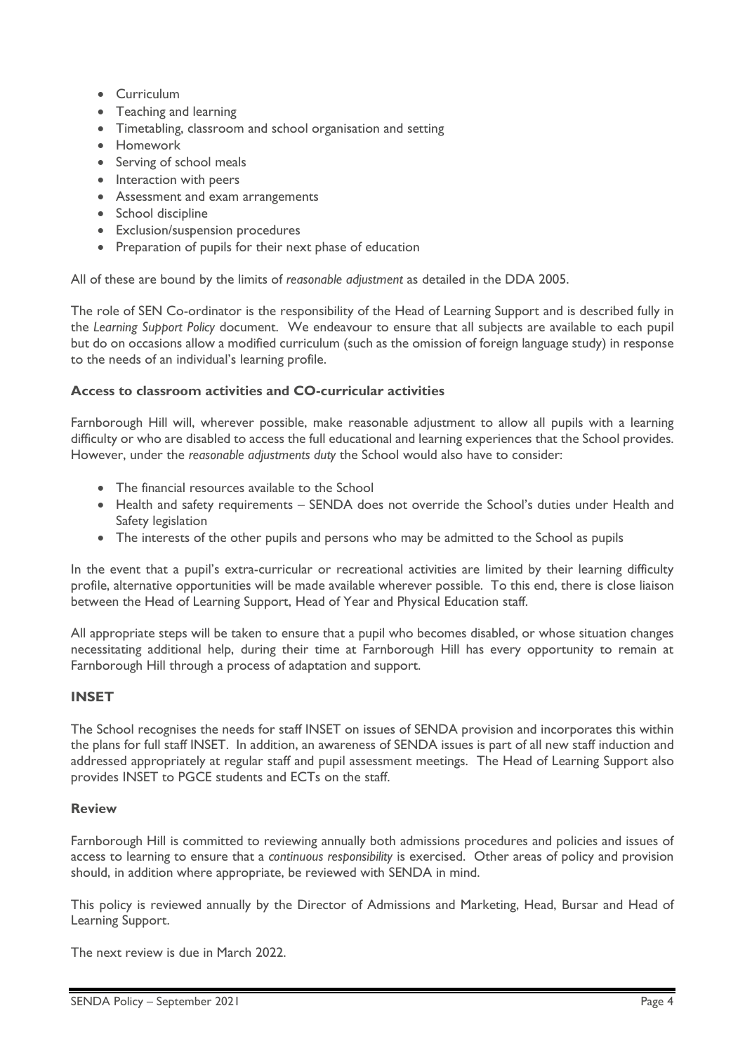- Curriculum
- Teaching and learning
- Timetabling, classroom and school organisation and setting
- Homework
- Serving of school meals
- Interaction with peers
- Assessment and exam arrangements
- School discipline
- Exclusion/suspension procedures
- Preparation of pupils for their next phase of education

All of these are bound by the limits of *reasonable adjustment* as detailed in the DDA 2005.

The role of SEN Co-ordinator is the responsibility of the Head of Learning Support and is described fully in the *Learning Support Policy* document. We endeavour to ensure that all subjects are available to each pupil but do on occasions allow a modified curriculum (such as the omission of foreign language study) in response to the needs of an individual's learning profile.

**Access to classroom activities and CO-curricular activities**

Farnborough Hill will, wherever possible, make reasonable adjustment to allow all pupils with a learning difficulty or who are disabled to access the full educational and learning experiences that the School provides. However, under the *reasonable adjustments duty* the School would also have to consider:

- The financial resources available to the School
- Health and safety requirements – SENDA does not override the School's duties under Health and Safety legislation
- The interests of the other pupils and persons who may be admitted to the School as pupils

In the event that a pupil's extra-curricular or recreational activities are limited by their learning difficulty profile, alternative opportunities will be made available wherever possible. To this end, there is close liaison between the Head of Learning Support, Head of Year and Physical Education staff.

All appropriate steps will be taken to ensure that a pupil who becomes disabled, or whose situation changes necessitating additional help, during their time at Farnborough Hill has every opportunity to remain at Farnborough Hill through a process of adaptation and support.

**INSET**

The School recognises the needs for staff INSET on issues of SENDA provision and incorporates this within the plans for full staff INSET. In addition, an awareness of SENDA issues is part of all new staff induction and addressed appropriately at regular staff and pupil assessment meetings. The Head of Learning Support also provides INSET to PGCE students and ECTs on the staff.

**Review**

Farnborough Hill is committed to reviewing annually both admissions procedures and policies and issues of access to learning to ensure that a *continuous responsibility* is exercised. Other areas of policy and provision should, in addition where appropriate, be reviewed with SENDA in mind.

This policy is reviewed annually by the Director of Admissions and Marketing, Head, Bursar and Head of Learning Support.

The next review is due in March 2022.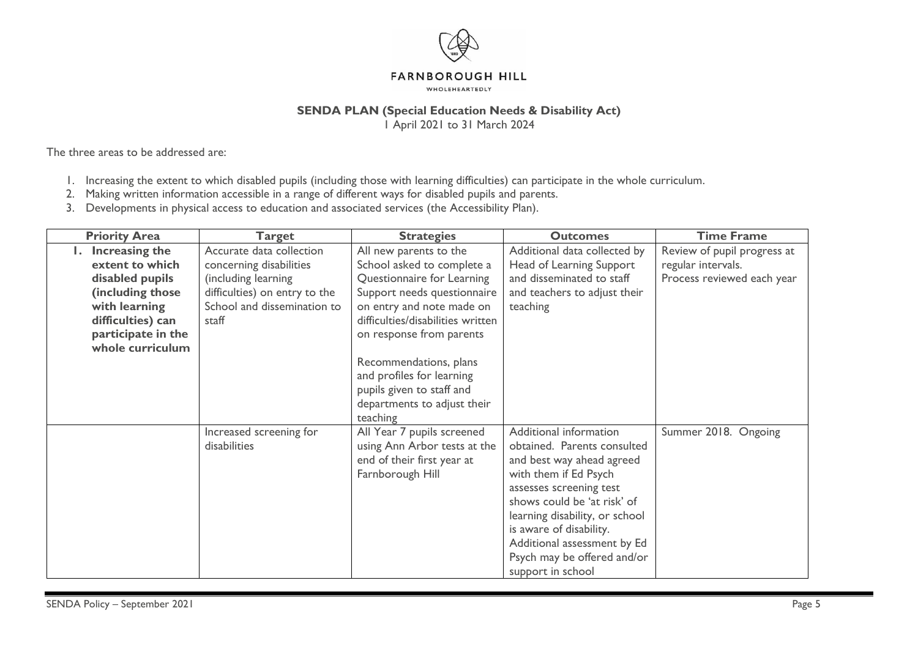FARNBOROUGH HILL

WHOLEHEARTEDLY

## SENDA PLAN (Special Education Needs & Disability Act)

1 April 2021 to 31 March 2024

The three areas to be addressed are:

1. Increasing the extent to which disabled pupils (including those with learning difficulties) can participate in the whole curriculum.
2. Making written information accessible in a range of different ways for disabled pupils and parents.
3. Developments in physical access to education and associated services (the Accessibility Plan).

| Priority Area | Target | Strategies | Outcomes | Time Frame |
|---|---|---|---|---|
| **1. Increasing the extent to which disabled pupils (including those with learning difficulties) can participate in the whole curriculum** | Accurate data collection concerning disabilities (including learning difficulties) on entry to the School and dissemination to staff | All new parents to the School asked to complete a Questionnaire for Learning Support needs questionnaire on entry and note made on difficulties/disabilities written on response from parents<br><br>Recommendations, plans and profiles for learning pupils given to staff and departments to adjust their teaching | Additional data collected by Head of Learning Support and disseminated to staff and teachers to adjust their teaching | Review of pupil progress at regular intervals.<br>Process reviewed each year |
| | Increased screening for disabilities | All Year 7 pupils screened using Ann Arbor tests at the end of their first year at Farnborough Hill | Additional information obtained. Parents consulted and best way ahead agreed with them if Ed Psych assesses screening test shows could be 'at risk' of learning disability, or school is aware of disability. Additional assessment by Ed Psych may be offered and/or support in school | Summer 2018. Ongoing |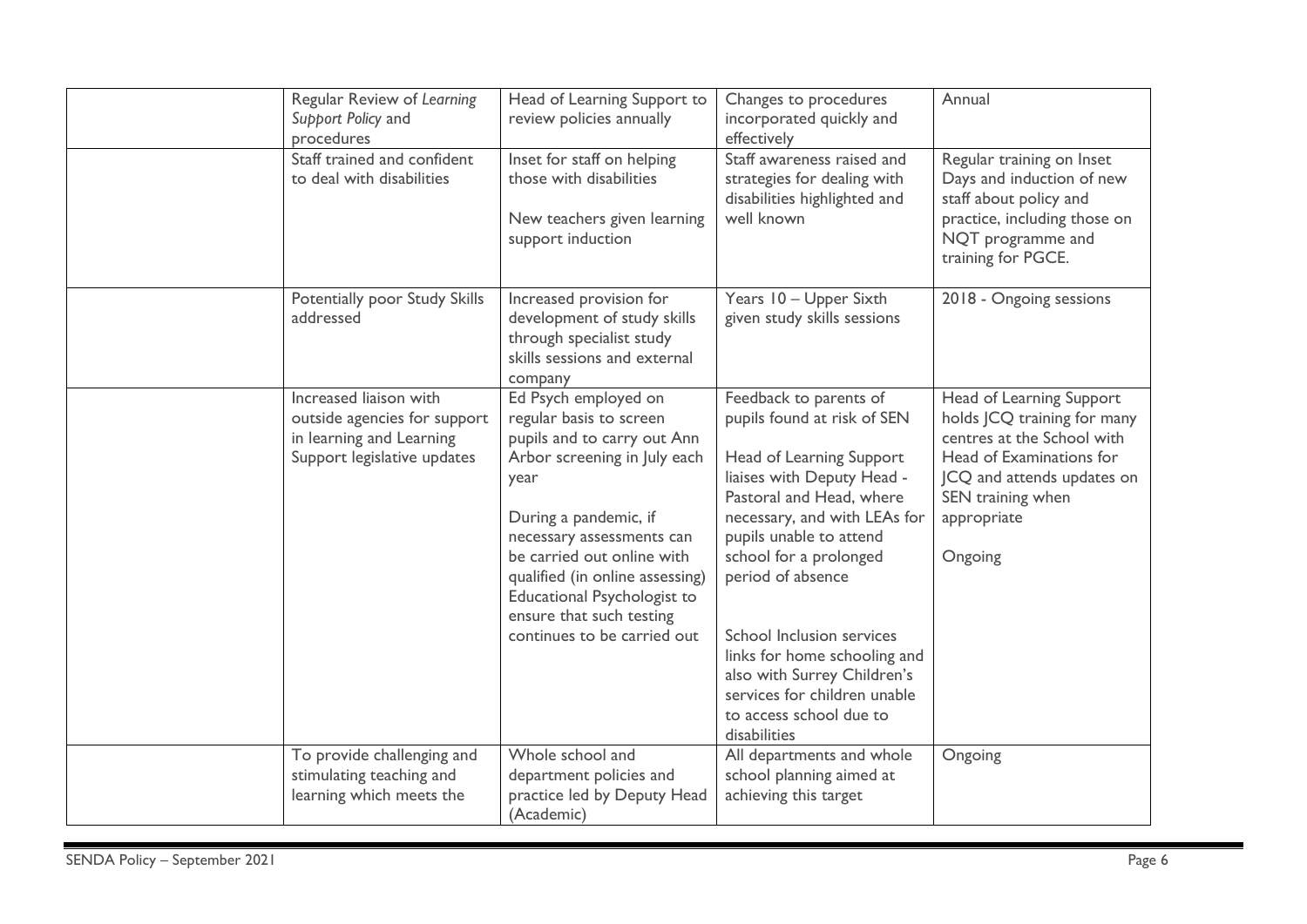| | | | | |
|---|---|---|---|---|
| | Regular Review of *Learning Support Policy* and procedures | Head of Learning Support to review policies annually | Changes to procedures incorporated quickly and effectively | Annual |
| | Staff trained and confident to deal with disabilities | Inset for staff on helping those with disabilities<br><br>New teachers given learning support induction | Staff awareness raised and strategies for dealing with disabilities highlighted and well known | Regular training on Inset Days and induction of new staff about policy and practice, including those on NQT programme and training for PGCE. |
| | Potentially poor Study Skills addressed | Increased provision for development of study skills through specialist study skills sessions and external company | Years 10 – Upper Sixth given study skills sessions | 2018 - Ongoing sessions |
| | Increased liaison with outside agencies for support in learning and Learning Support legislative updates | Ed Psych employed on regular basis to screen pupils and to carry out Ann Arbor screening in July each year<br><br>During a pandemic, if necessary assessments can be carried out online with qualified (in online assessing) Educational Psychologist to ensure that such testing continues to be carried out | Feedback to parents of pupils found at risk of SEN<br><br>Head of Learning Support liaises with Deputy Head - Pastoral and Head, where necessary, and with LEAs for pupils unable to attend school for a prolonged period of absence<br><br>School Inclusion services links for home schooling and also with Surrey Children's services for children unable to access school due to disabilities | Head of Learning Support holds JCQ training for many centres at the School with Head of Examinations for JCQ and attends updates on SEN training when appropriate<br><br>Ongoing |
| | To provide challenging and stimulating teaching and learning which meets the | Whole school and department policies and practice led by Deputy Head (Academic) | All departments and whole school planning aimed at achieving this target | Ongoing |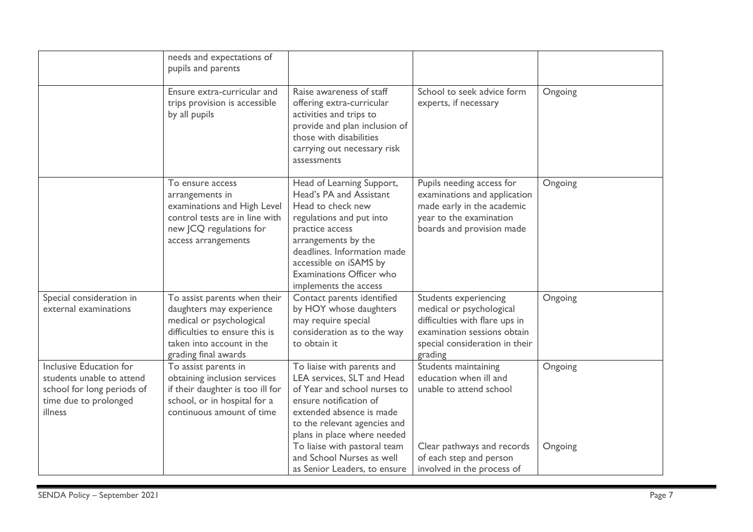| | | | | |
|---|---|---|---|---|
| | needs and expectations of pupils and parents | | | |
| | Ensure extra-curricular and trips provision is accessible by all pupils | Raise awareness of staff offering extra-curricular activities and trips to provide and plan inclusion of those with disabilities carrying out necessary risk assessments | School to seek advice form experts, if necessary | Ongoing |
| | To ensure access arrangements in examinations and High Level control tests are in line with new JCQ regulations for access arrangements | Head of Learning Support, Head's PA and Assistant Head to check new regulations and put into practice access arrangements by the deadlines. Information made accessible on iSAMS by Examinations Officer who implements the access | Pupils needing access for examinations and application made early in the academic year to the examination boards and provision made | Ongoing |
| Special consideration in external examinations | To assist parents when their daughters may experience medical or psychological difficulties to ensure this is taken into account in the grading final awards | Contact parents identified by HOY whose daughters may require special consideration as to the way to obtain it | Students experiencing medical or psychological difficulties with flare ups in examination sessions obtain special consideration in their grading | Ongoing |
| Inclusive Education for students unable to attend school for long periods of time due to prolonged illness | To assist parents in obtaining inclusion services if their daughter is too ill for school, or in hospital for a continuous amount of time | To liaise with parents and LEA services, SLT and Head of Year and school nurses to ensure notification of extended absence is made to the relevant agencies and plans in place where needed | Students maintaining education when ill and unable to attend school | Ongoing |
| | | To liaise with pastoral team and School Nurses as well as Senior Leaders, to ensure | Clear pathways and records of each step and person involved in the process of | Ongoing |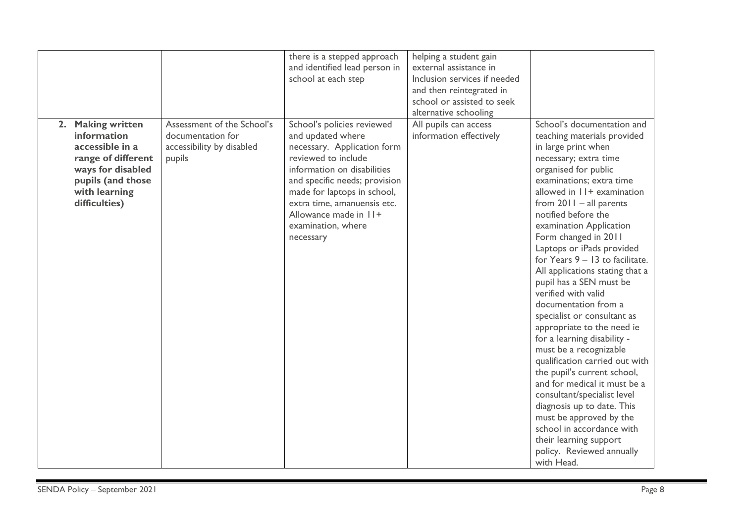| | | | | |
|---|---|---|---|---|
| | | there is a stepped approach and identified lead person in school at each step | helping a student gain external assistance in Inclusion services if needed and then reintegrated in school or assisted to seek alternative schooling | |
| **2. Making written information accessible in a range of different ways for disabled pupils (and those with learning difficulties)** | Assessment of the School's documentation for accessibility by disabled pupils | School's policies reviewed and updated where necessary. Application form reviewed to include information on disabilities and specific needs; provision made for laptops in school, extra time, amanuensis etc. Allowance made in 11+ examination, where necessary | All pupils can access information effectively | School's documentation and teaching materials provided in large print when necessary; extra time organised for public examinations; extra time allowed in 11+ examination from 2011 – all parents notified before the examination Application Form changed in 2011 Laptops or iPads provided for Years 9 – 13 to facilitate. All applications stating that a pupil has a SEN must be verified with valid documentation from a specialist or consultant as appropriate to the need ie for a learning disability - must be a recognizable qualification carried out with the pupil's current school, and for medical it must be a consultant/specialist level diagnosis up to date. This must be approved by the school in accordance with their learning support policy. Reviewed annually with Head. |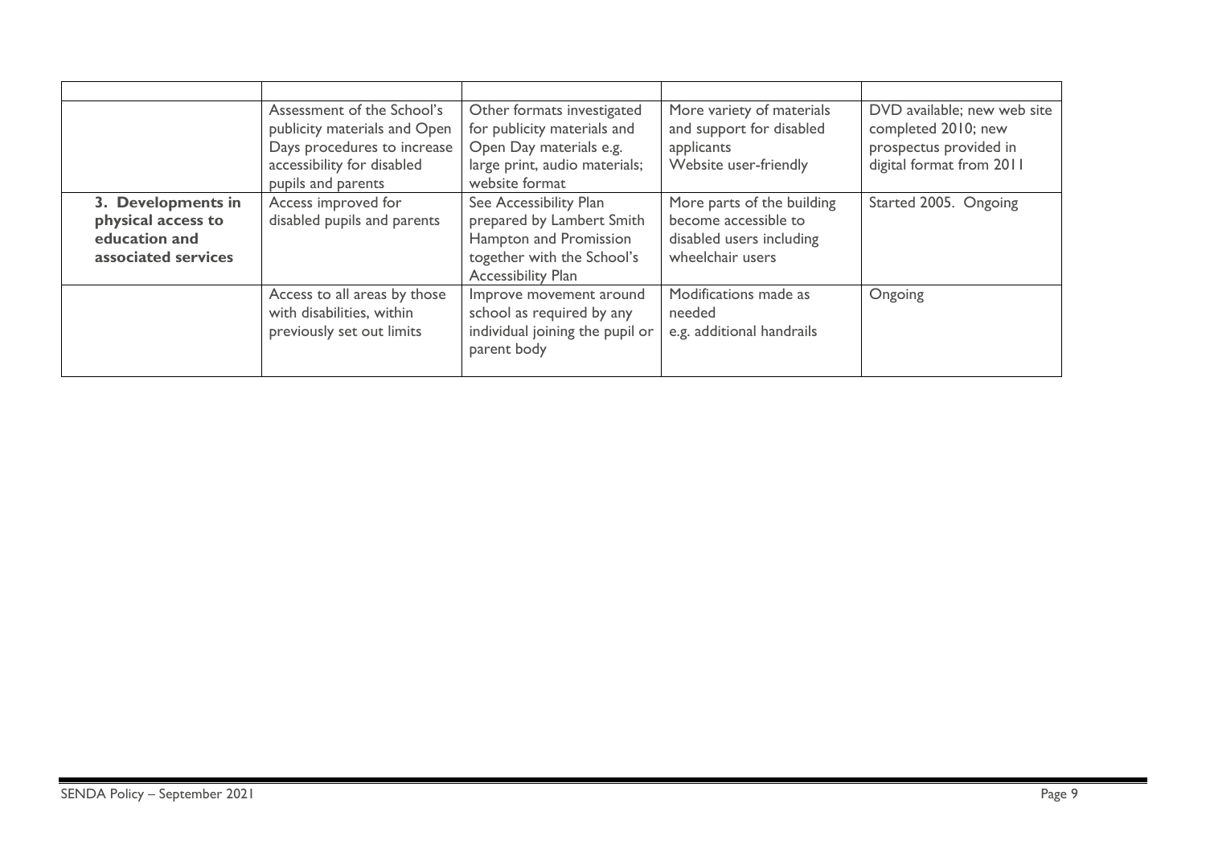| | | | | |
|---|---|---|---|---|
| | Assessment of the School's publicity materials and Open Days procedures to increase accessibility for disabled pupils and parents | Other formats investigated for publicity materials and Open Day materials e.g. large print, audio materials; website format | More variety of materials and support for disabled applicants<br>Website user-friendly | DVD available; new web site completed 2010; new prospectus provided in digital format from 2011 |
| **3. Developments in physical access to education and associated services** | Access improved for disabled pupils and parents | See Accessibility Plan prepared by Lambert Smith Hampton and Promission together with the School's Accessibility Plan | More parts of the building become accessible to disabled users including wheelchair users | Started 2005. Ongoing |
| | Access to all areas by those with disabilities, within previously set out limits | Improve movement around school as required by any individual joining the pupil or parent body | Modifications made as needed<br>e.g. additional handrails | Ongoing |